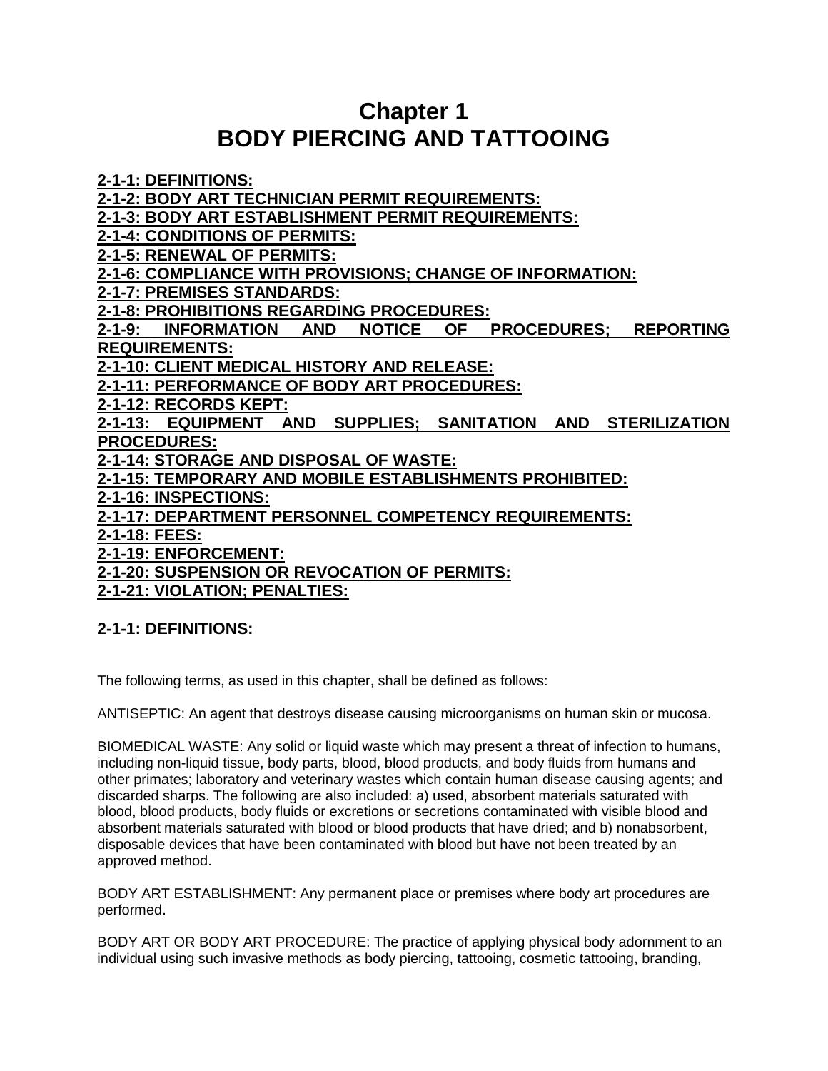# Chapter 1
# BODY PIERCING AND TATTOOING

**2-1-1: DEFINITIONS:**
**2-1-2: BODY ART TECHNICIAN PERMIT REQUIREMENTS:**
**2-1-3: BODY ART ESTABLISHMENT PERMIT REQUIREMENTS:**
**2-1-4: CONDITIONS OF PERMITS:**
**2-1-5: RENEWAL OF PERMITS:**
**2-1-6: COMPLIANCE WITH PROVISIONS; CHANGE OF INFORMATION:**
**2-1-7: PREMISES STANDARDS:**
**2-1-8: PROHIBITIONS REGARDING PROCEDURES:**
**2-1-9: INFORMATION AND NOTICE OF PROCEDURES; REPORTING REQUIREMENTS:**
**2-1-10: CLIENT MEDICAL HISTORY AND RELEASE:**
**2-1-11: PERFORMANCE OF BODY ART PROCEDURES:**
**2-1-12: RECORDS KEPT:**
**2-1-13: EQUIPMENT AND SUPPLIES; SANITATION AND STERILIZATION PROCEDURES:**
**2-1-14: STORAGE AND DISPOSAL OF WASTE:**
**2-1-15: TEMPORARY AND MOBILE ESTABLISHMENTS PROHIBITED:**
**2-1-16: INSPECTIONS:**
**2-1-17: DEPARTMENT PERSONNEL COMPETENCY REQUIREMENTS:**
**2-1-18: FEES:**
**2-1-19: ENFORCEMENT:**
**2-1-20: SUSPENSION OR REVOCATION OF PERMITS:**
**2-1-21: VIOLATION; PENALTIES:**

## 2-1-1: DEFINITIONS:

The following terms, as used in this chapter, shall be defined as follows:

ANTISEPTIC: An agent that destroys disease causing microorganisms on human skin or mucosa.

BIOMEDICAL WASTE: Any solid or liquid waste which may present a threat of infection to humans, including non-liquid tissue, body parts, blood, blood products, and body fluids from humans and other primates; laboratory and veterinary wastes which contain human disease causing agents; and discarded sharps. The following are also included: a) used, absorbent materials saturated with blood, blood products, body fluids or excretions or secretions contaminated with visible blood and absorbent materials saturated with blood or blood products that have dried; and b) nonabsorbent, disposable devices that have been contaminated with blood but have not been treated by an approved method.

BODY ART ESTABLISHMENT: Any permanent place or premises where body art procedures are performed.

BODY ART OR BODY ART PROCEDURE: The practice of applying physical body adornment to an individual using such invasive methods as body piercing, tattooing, cosmetic tattooing, branding,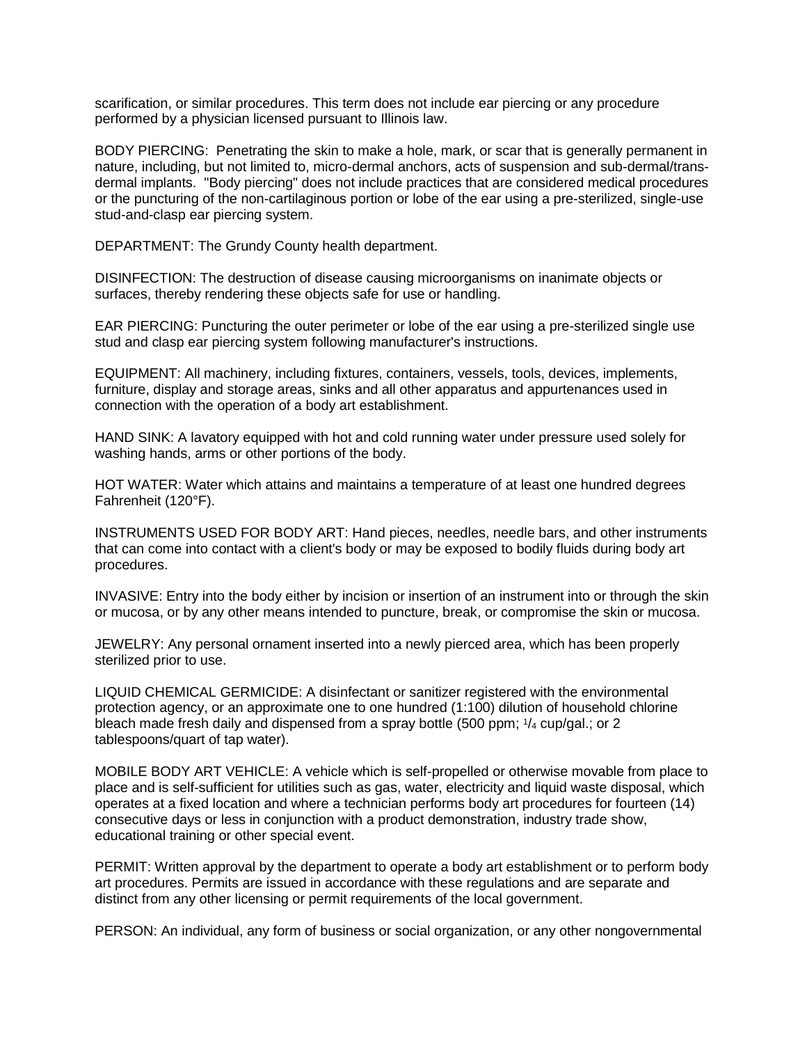scarification, or similar procedures. This term does not include ear piercing or any procedure performed by a physician licensed pursuant to Illinois law.

BODY PIERCING: Penetrating the skin to make a hole, mark, or scar that is generally permanent in nature, including, but not limited to, micro-dermal anchors, acts of suspension and sub-dermal/trans-dermal implants. "Body piercing" does not include practices that are considered medical procedures or the puncturing of the non-cartilaginous portion or lobe of the ear using a pre-sterilized, single-use stud-and-clasp ear piercing system.

DEPARTMENT: The Grundy County health department.

DISINFECTION: The destruction of disease causing microorganisms on inanimate objects or surfaces, thereby rendering these objects safe for use or handling.

EAR PIERCING: Puncturing the outer perimeter or lobe of the ear using a pre-sterilized single use stud and clasp ear piercing system following manufacturer's instructions.

EQUIPMENT: All machinery, including fixtures, containers, vessels, tools, devices, implements, furniture, display and storage areas, sinks and all other apparatus and appurtenances used in connection with the operation of a body art establishment.

HAND SINK: A lavatory equipped with hot and cold running water under pressure used solely for washing hands, arms or other portions of the body.

HOT WATER: Water which attains and maintains a temperature of at least one hundred degrees Fahrenheit (120°F).

INSTRUMENTS USED FOR BODY ART: Hand pieces, needles, needle bars, and other instruments that can come into contact with a client's body or may be exposed to bodily fluids during body art procedures.

INVASIVE: Entry into the body either by incision or insertion of an instrument into or through the skin or mucosa, or by any other means intended to puncture, break, or compromise the skin or mucosa.

JEWELRY: Any personal ornament inserted into a newly pierced area, which has been properly sterilized prior to use.

LIQUID CHEMICAL GERMICIDE: A disinfectant or sanitizer registered with the environmental protection agency, or an approximate one to one hundred (1:100) dilution of household chlorine bleach made fresh daily and dispensed from a spray bottle (500 ppm; 1/4 cup/gal.; or 2 tablespoons/quart of tap water).

MOBILE BODY ART VEHICLE: A vehicle which is self-propelled or otherwise movable from place to place and is self-sufficient for utilities such as gas, water, electricity and liquid waste disposal, which operates at a fixed location and where a technician performs body art procedures for fourteen (14) consecutive days or less in conjunction with a product demonstration, industry trade show, educational training or other special event.

PERMIT: Written approval by the department to operate a body art establishment or to perform body art procedures. Permits are issued in accordance with these regulations and are separate and distinct from any other licensing or permit requirements of the local government.

PERSON: An individual, any form of business or social organization, or any other nongovernmental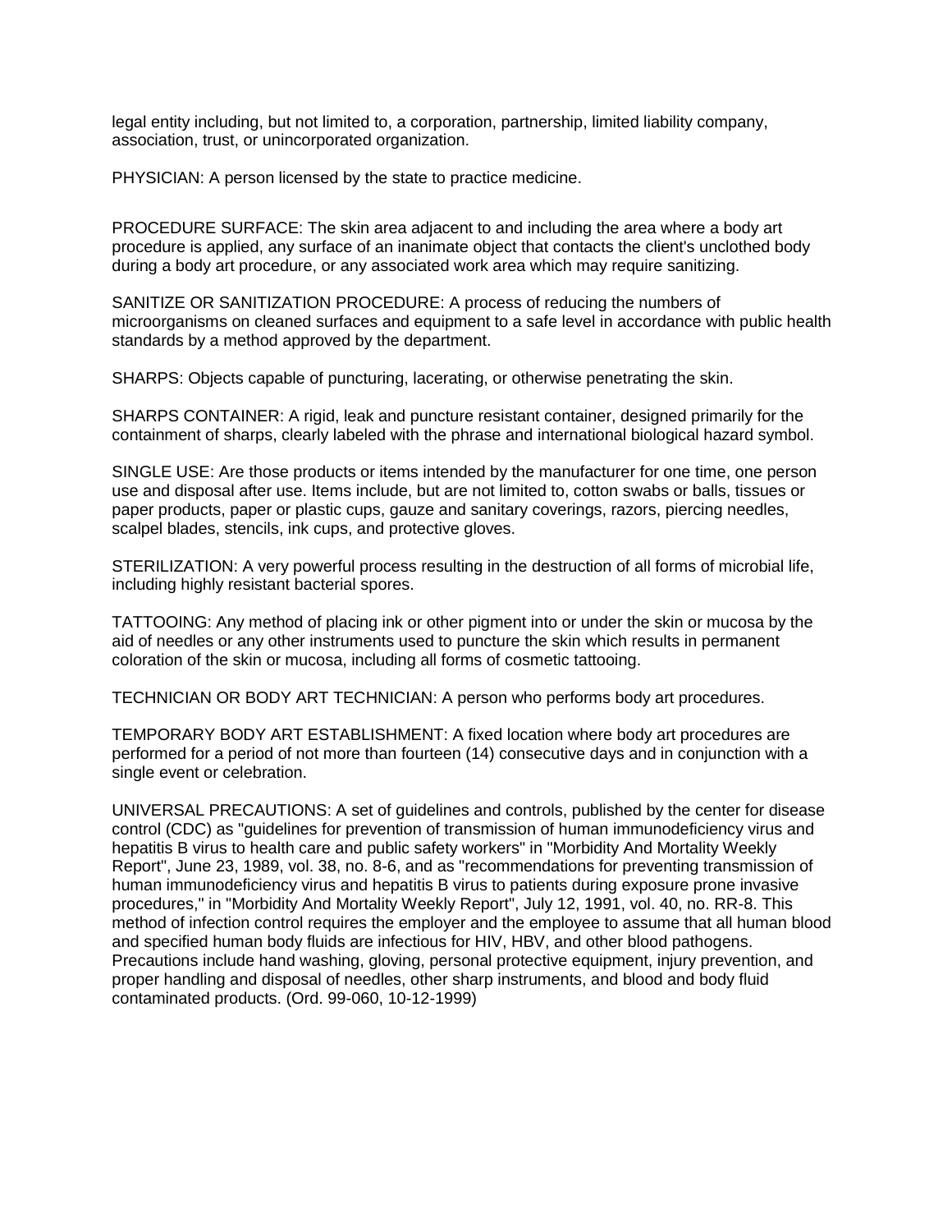legal entity including, but not limited to, a corporation, partnership, limited liability company, association, trust, or unincorporated organization.

PHYSICIAN: A person licensed by the state to practice medicine.

PROCEDURE SURFACE: The skin area adjacent to and including the area where a body art procedure is applied, any surface of an inanimate object that contacts the client's unclothed body during a body art procedure, or any associated work area which may require sanitizing.

SANITIZE OR SANITIZATION PROCEDURE: A process of reducing the numbers of microorganisms on cleaned surfaces and equipment to a safe level in accordance with public health standards by a method approved by the department.

SHARPS: Objects capable of puncturing, lacerating, or otherwise penetrating the skin.

SHARPS CONTAINER: A rigid, leak and puncture resistant container, designed primarily for the containment of sharps, clearly labeled with the phrase and international biological hazard symbol.

SINGLE USE: Are those products or items intended by the manufacturer for one time, one person use and disposal after use. Items include, but are not limited to, cotton swabs or balls, tissues or paper products, paper or plastic cups, gauze and sanitary coverings, razors, piercing needles, scalpel blades, stencils, ink cups, and protective gloves.

STERILIZATION: A very powerful process resulting in the destruction of all forms of microbial life, including highly resistant bacterial spores.

TATTOOING: Any method of placing ink or other pigment into or under the skin or mucosa by the aid of needles or any other instruments used to puncture the skin which results in permanent coloration of the skin or mucosa, including all forms of cosmetic tattooing.

TECHNICIAN OR BODY ART TECHNICIAN: A person who performs body art procedures.

TEMPORARY BODY ART ESTABLISHMENT: A fixed location where body art procedures are performed for a period of not more than fourteen (14) consecutive days and in conjunction with a single event or celebration.

UNIVERSAL PRECAUTIONS: A set of guidelines and controls, published by the center for disease control (CDC) as "guidelines for prevention of transmission of human immunodeficiency virus and hepatitis B virus to health care and public safety workers" in "Morbidity And Mortality Weekly Report", June 23, 1989, vol. 38, no. 8-6, and as "recommendations for preventing transmission of human immunodeficiency virus and hepatitis B virus to patients during exposure prone invasive procedures," in "Morbidity And Mortality Weekly Report", July 12, 1991, vol. 40, no. RR-8. This method of infection control requires the employer and the employee to assume that all human blood and specified human body fluids are infectious for HIV, HBV, and other blood pathogens. Precautions include hand washing, gloving, personal protective equipment, injury prevention, and proper handling and disposal of needles, other sharp instruments, and blood and body fluid contaminated products. (Ord. 99-060, 10-12-1999)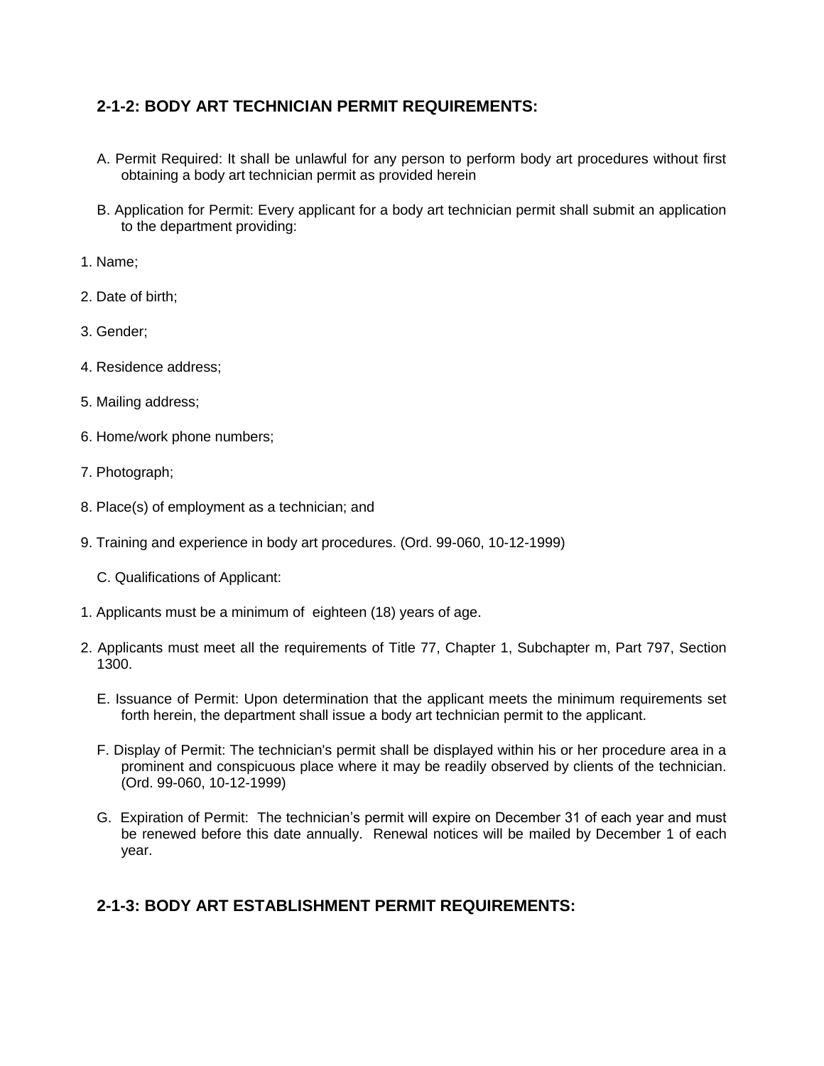## 2-1-2: BODY ART TECHNICIAN PERMIT REQUIREMENTS:

A. Permit Required: It shall be unlawful for any person to perform body art procedures without first obtaining a body art technician permit as provided herein

B. Application for Permit: Every applicant for a body art technician permit shall submit an application to the department providing:

1. Name;
2. Date of birth;
3. Gender;
4. Residence address;
5. Mailing address;
6. Home/work phone numbers;
7. Photograph;
8. Place(s) of employment as a technician; and
9. Training and experience in body art procedures. (Ord. 99-060, 10-12-1999)

C. Qualifications of Applicant:

1. Applicants must be a minimum of eighteen (18) years of age.
2. Applicants must meet all the requirements of Title 77, Chapter 1, Subchapter m, Part 797, Section 1300.

E. Issuance of Permit: Upon determination that the applicant meets the minimum requirements set forth herein, the department shall issue a body art technician permit to the applicant.

F. Display of Permit: The technician's permit shall be displayed within his or her procedure area in a prominent and conspicuous place where it may be readily observed by clients of the technician. (Ord. 99-060, 10-12-1999)

G. Expiration of Permit: The technician's permit will expire on December 31 of each year and must be renewed before this date annually. Renewal notices will be mailed by December 1 of each year.

## 2-1-3: BODY ART ESTABLISHMENT PERMIT REQUIREMENTS: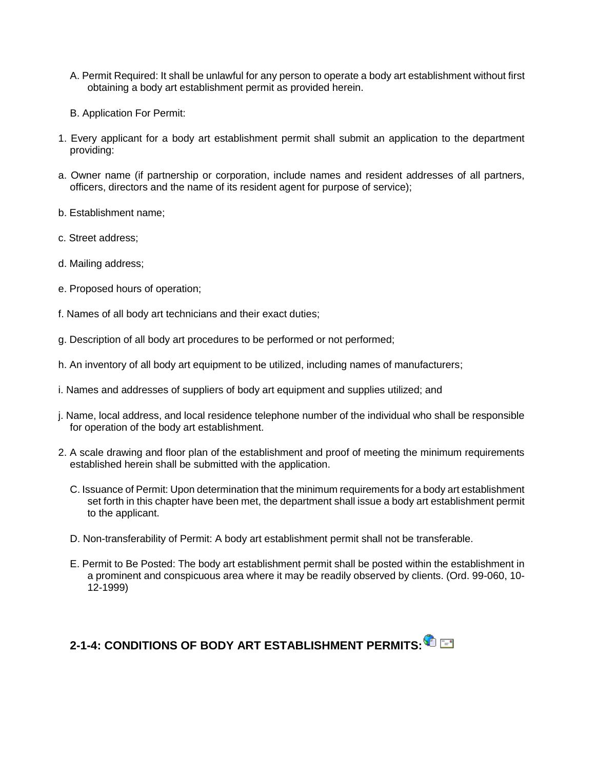A. Permit Required: It shall be unlawful for any person to operate a body art establishment without first obtaining a body art establishment permit as provided herein.

B. Application For Permit:

1. Every applicant for a body art establishment permit shall submit an application to the department providing:

a. Owner name (if partnership or corporation, include names and resident addresses of all partners, officers, directors and the name of its resident agent for purpose of service);

b. Establishment name;

c. Street address;

d. Mailing address;

e. Proposed hours of operation;

f. Names of all body art technicians and their exact duties;

g. Description of all body art procedures to be performed or not performed;

h. An inventory of all body art equipment to be utilized, including names of manufacturers;

i. Names and addresses of suppliers of body art equipment and supplies utilized; and

j. Name, local address, and local residence telephone number of the individual who shall be responsible for operation of the body art establishment.

2. A scale drawing and floor plan of the establishment and proof of meeting the minimum requirements established herein shall be submitted with the application.

C. Issuance of Permit: Upon determination that the minimum requirements for a body art establishment set forth in this chapter have been met, the department shall issue a body art establishment permit to the applicant.

D. Non-transferability of Permit: A body art establishment permit shall not be transferable.

E. Permit to Be Posted: The body art establishment permit shall be posted within the establishment in a prominent and conspicuous area where it may be readily observed by clients. (Ord. 99-060, 10-12-1999)

## 2-1-4: CONDITIONS OF BODY ART ESTABLISHMENT PERMITS: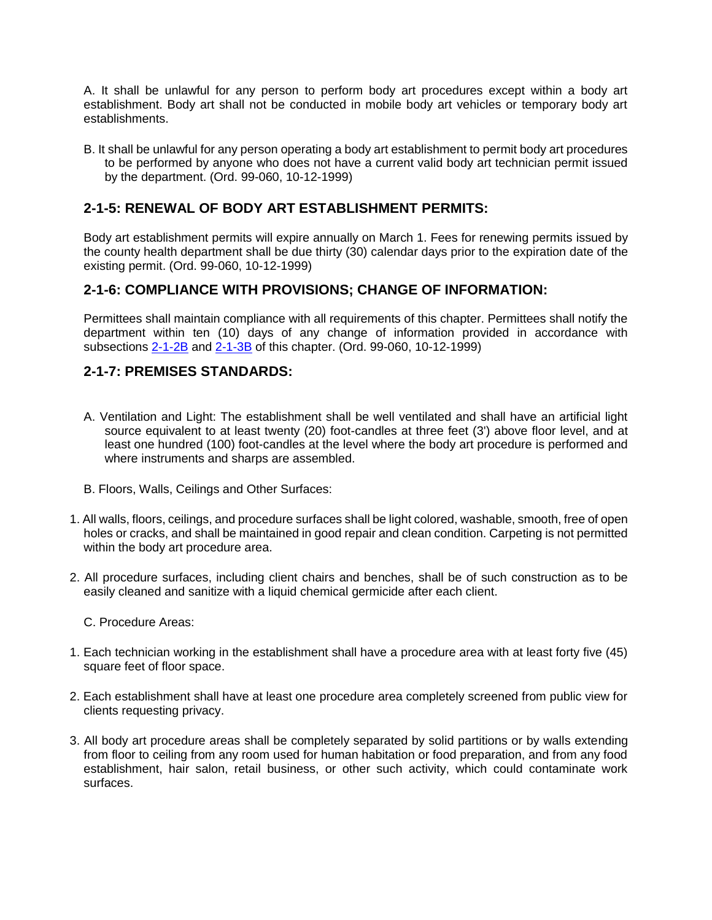A. It shall be unlawful for any person to perform body art procedures except within a body art establishment. Body art shall not be conducted in mobile body art vehicles or temporary body art establishments.

B. It shall be unlawful for any person operating a body art establishment to permit body art procedures to be performed by anyone who does not have a current valid body art technician permit issued by the department. (Ord. 99-060, 10-12-1999)

## 2-1-5: RENEWAL OF BODY ART ESTABLISHMENT PERMITS:

Body art establishment permits will expire annually on March 1. Fees for renewing permits issued by the county health department shall be due thirty (30) calendar days prior to the expiration date of the existing permit. (Ord. 99-060, 10-12-1999)

## 2-1-6: COMPLIANCE WITH PROVISIONS; CHANGE OF INFORMATION:

Permittees shall maintain compliance with all requirements of this chapter. Permittees shall notify the department within ten (10) days of any change of information provided in accordance with subsections 2-1-2B and 2-1-3B of this chapter. (Ord. 99-060, 10-12-1999)

## 2-1-7: PREMISES STANDARDS:

A. Ventilation and Light: The establishment shall be well ventilated and shall have an artificial light source equivalent to at least twenty (20) foot-candles at three feet (3') above floor level, and at least one hundred (100) foot-candles at the level where the body art procedure is performed and where instruments and sharps are assembled.

B. Floors, Walls, Ceilings and Other Surfaces:

1. All walls, floors, ceilings, and procedure surfaces shall be light colored, washable, smooth, free of open holes or cracks, and shall be maintained in good repair and clean condition. Carpeting is not permitted within the body art procedure area.

2. All procedure surfaces, including client chairs and benches, shall be of such construction as to be easily cleaned and sanitize with a liquid chemical germicide after each client.

C. Procedure Areas:

1. Each technician working in the establishment shall have a procedure area with at least forty five (45) square feet of floor space.

2. Each establishment shall have at least one procedure area completely screened from public view for clients requesting privacy.

3. All body art procedure areas shall be completely separated by solid partitions or by walls extending from floor to ceiling from any room used for human habitation or food preparation, and from any food establishment, hair salon, retail business, or other such activity, which could contaminate work surfaces.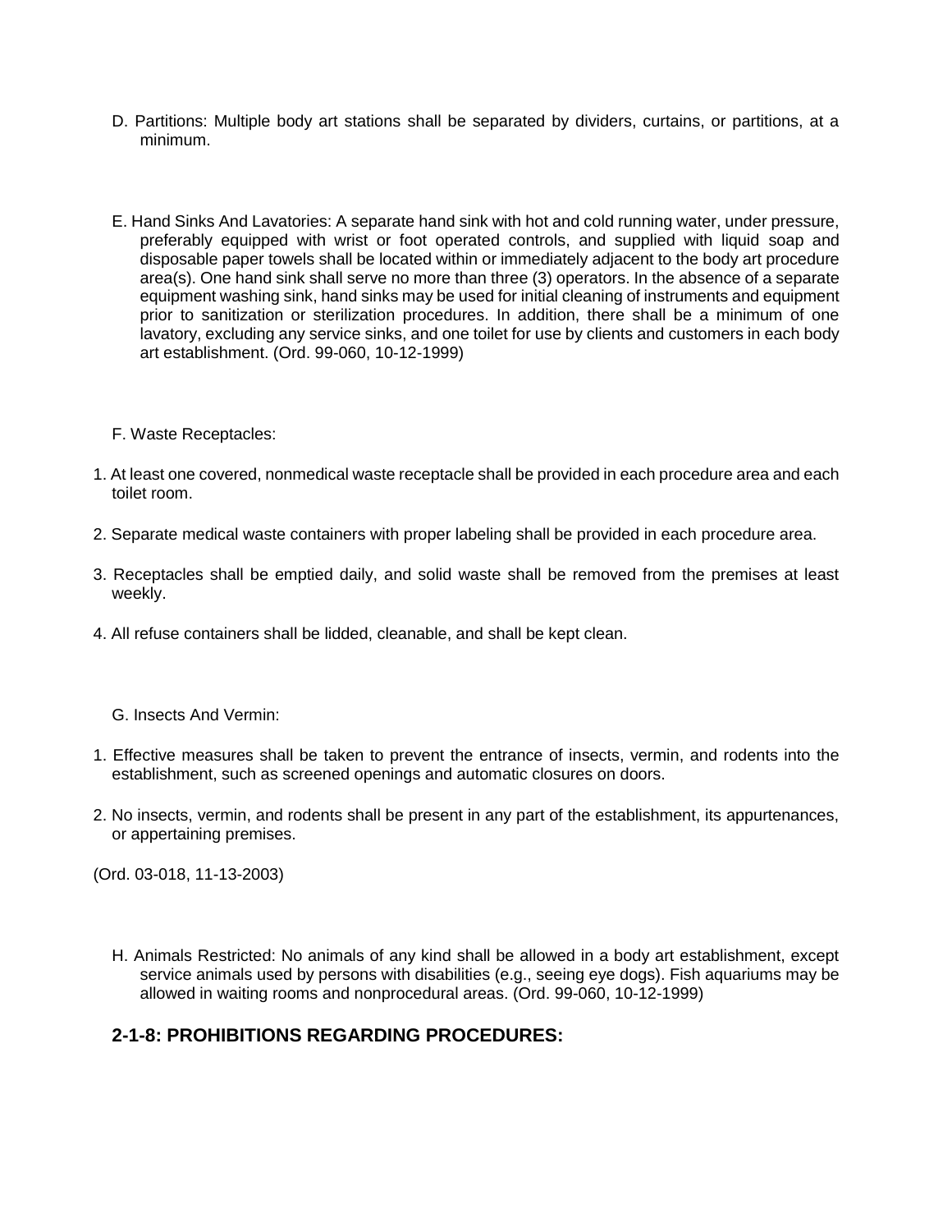D. Partitions: Multiple body art stations shall be separated by dividers, curtains, or partitions, at a minimum.

E. Hand Sinks And Lavatories: A separate hand sink with hot and cold running water, under pressure, preferably equipped with wrist or foot operated controls, and supplied with liquid soap and disposable paper towels shall be located within or immediately adjacent to the body art procedure area(s). One hand sink shall serve no more than three (3) operators. In the absence of a separate equipment washing sink, hand sinks may be used for initial cleaning of instruments and equipment prior to sanitization or sterilization procedures. In addition, there shall be a minimum of one lavatory, excluding any service sinks, and one toilet for use by clients and customers in each body art establishment. (Ord. 99-060, 10-12-1999)

F. Waste Receptacles:

1. At least one covered, nonmedical waste receptacle shall be provided in each procedure area and each toilet room.
2. Separate medical waste containers with proper labeling shall be provided in each procedure area.
3. Receptacles shall be emptied daily, and solid waste shall be removed from the premises at least weekly.
4. All refuse containers shall be lidded, cleanable, and shall be kept clean.

G. Insects And Vermin:

1. Effective measures shall be taken to prevent the entrance of insects, vermin, and rodents into the establishment, such as screened openings and automatic closures on doors.
2. No insects, vermin, and rodents shall be present in any part of the establishment, its appurtenances, or appertaining premises.

(Ord. 03-018, 11-13-2003)

H. Animals Restricted: No animals of any kind shall be allowed in a body art establishment, except service animals used by persons with disabilities (e.g., seeing eye dogs). Fish aquariums may be allowed in waiting rooms and nonprocedural areas. (Ord. 99-060, 10-12-1999)

## 2-1-8: PROHIBITIONS REGARDING PROCEDURES: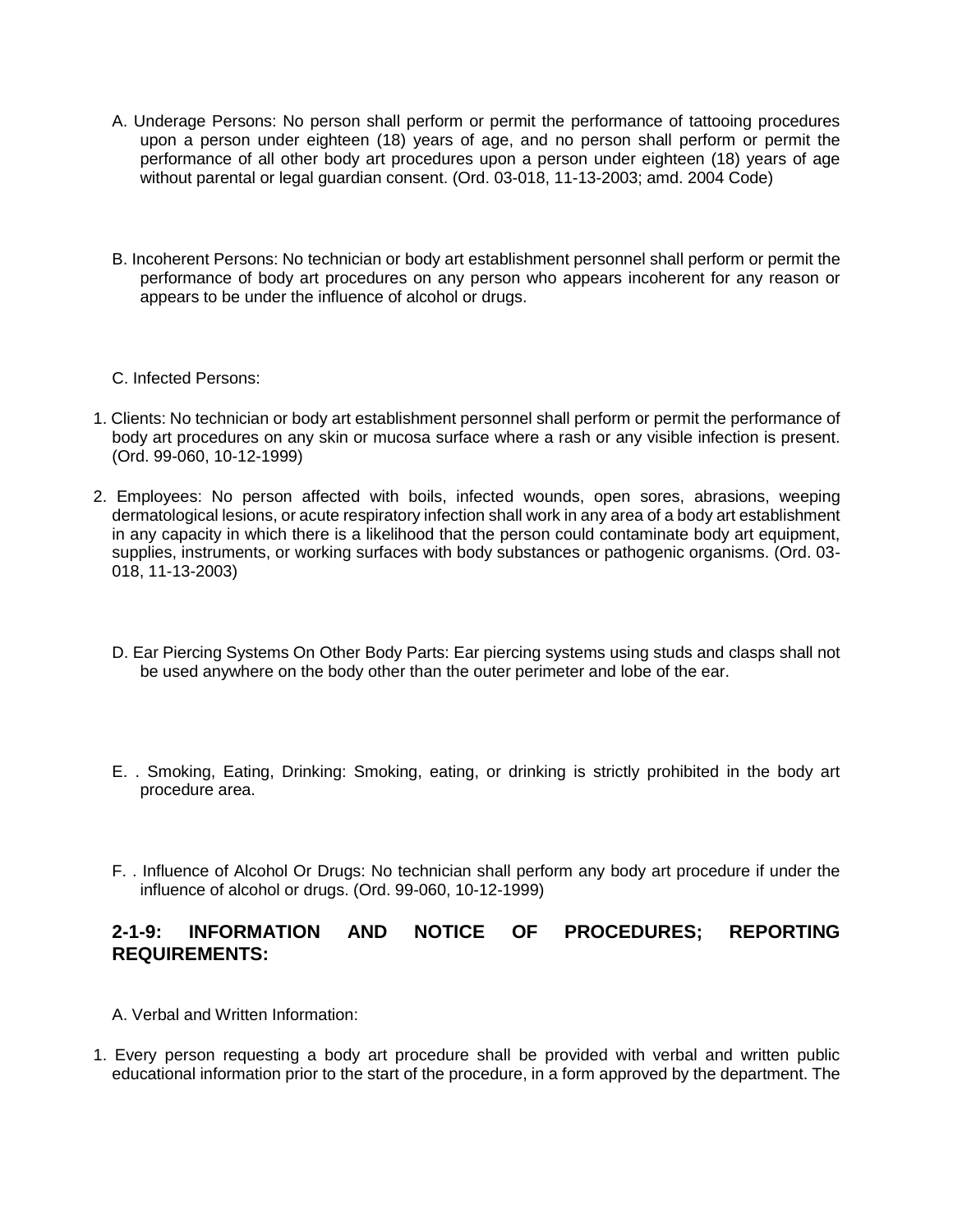A. Underage Persons: No person shall perform or permit the performance of tattooing procedures upon a person under eighteen (18) years of age, and no person shall perform or permit the performance of all other body art procedures upon a person under eighteen (18) years of age without parental or legal guardian consent. (Ord. 03-018, 11-13-2003; amd. 2004 Code)

B. Incoherent Persons: No technician or body art establishment personnel shall perform or permit the performance of body art procedures on any person who appears incoherent for any reason or appears to be under the influence of alcohol or drugs.

C. Infected Persons:

1. Clients: No technician or body art establishment personnel shall perform or permit the performance of body art procedures on any skin or mucosa surface where a rash or any visible infection is present. (Ord. 99-060, 10-12-1999)

2. Employees: No person affected with boils, infected wounds, open sores, abrasions, weeping dermatological lesions, or acute respiratory infection shall work in any area of a body art establishment in any capacity in which there is a likelihood that the person could contaminate body art equipment, supplies, instruments, or working surfaces with body substances or pathogenic organisms. (Ord. 03-018, 11-13-2003)

D. Ear Piercing Systems On Other Body Parts: Ear piercing systems using studs and clasps shall not be used anywhere on the body other than the outer perimeter and lobe of the ear.

E. . Smoking, Eating, Drinking: Smoking, eating, or drinking is strictly prohibited in the body art procedure area.

F. . Influence of Alcohol Or Drugs: No technician shall perform any body art procedure if under the influence of alcohol or drugs. (Ord. 99-060, 10-12-1999)

## 2-1-9: INFORMATION AND NOTICE OF PROCEDURES; REPORTING REQUIREMENTS:

A. Verbal and Written Information:

1. Every person requesting a body art procedure shall be provided with verbal and written public educational information prior to the start of the procedure, in a form approved by the department. The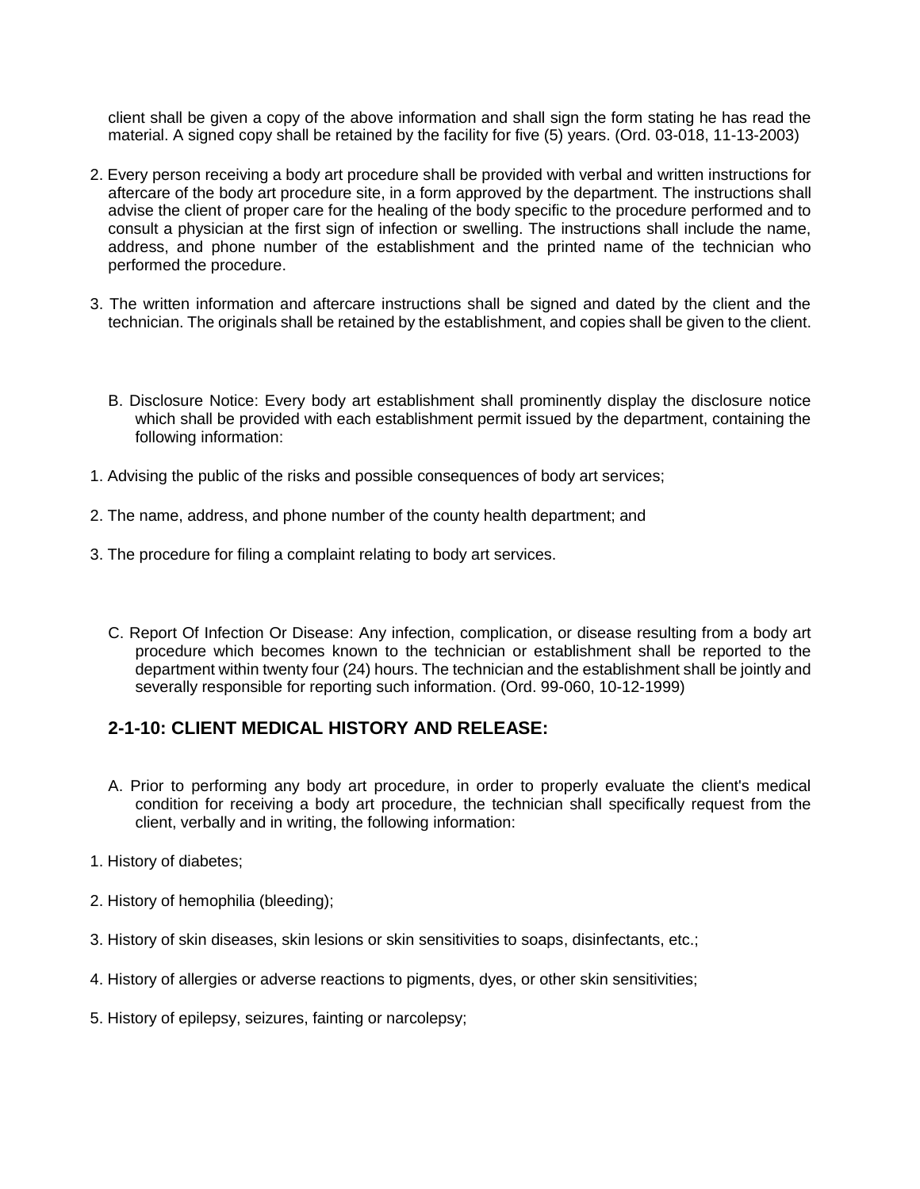client shall be given a copy of the above information and shall sign the form stating he has read the material. A signed copy shall be retained by the facility for five (5) years. (Ord. 03-018, 11-13-2003)

2. Every person receiving a body art procedure shall be provided with verbal and written instructions for aftercare of the body art procedure site, in a form approved by the department. The instructions shall advise the client of proper care for the healing of the body specific to the procedure performed and to consult a physician at the first sign of infection or swelling. The instructions shall include the name, address, and phone number of the establishment and the printed name of the technician who performed the procedure.

3. The written information and aftercare instructions shall be signed and dated by the client and the technician. The originals shall be retained by the establishment, and copies shall be given to the client.

B. Disclosure Notice: Every body art establishment shall prominently display the disclosure notice which shall be provided with each establishment permit issued by the department, containing the following information:

1. Advising the public of the risks and possible consequences of body art services;

2. The name, address, and phone number of the county health department; and

3. The procedure for filing a complaint relating to body art services.

C. Report Of Infection Or Disease: Any infection, complication, or disease resulting from a body art procedure which becomes known to the technician or establishment shall be reported to the department within twenty four (24) hours. The technician and the establishment shall be jointly and severally responsible for reporting such information. (Ord. 99-060, 10-12-1999)

## 2-1-10: CLIENT MEDICAL HISTORY AND RELEASE:

A. Prior to performing any body art procedure, in order to properly evaluate the client's medical condition for receiving a body art procedure, the technician shall specifically request from the client, verbally and in writing, the following information:

1. History of diabetes;

2. History of hemophilia (bleeding);

3. History of skin diseases, skin lesions or skin sensitivities to soaps, disinfectants, etc.;

4. History of allergies or adverse reactions to pigments, dyes, or other skin sensitivities;

5. History of epilepsy, seizures, fainting or narcolepsy;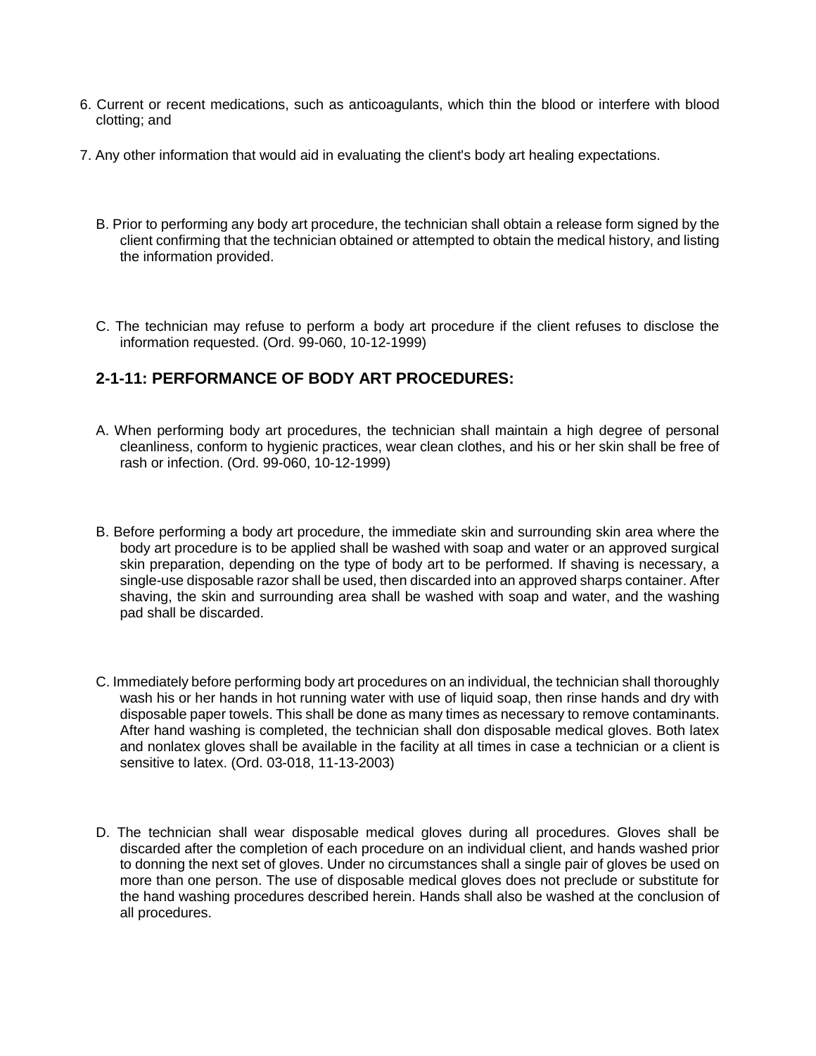6. Current or recent medications, such as anticoagulants, which thin the blood or interfere with blood clotting; and

7. Any other information that would aid in evaluating the client's body art healing expectations.

B. Prior to performing any body art procedure, the technician shall obtain a release form signed by the client confirming that the technician obtained or attempted to obtain the medical history, and listing the information provided.

C. The technician may refuse to perform a body art procedure if the client refuses to disclose the information requested. (Ord. 99-060, 10-12-1999)

## 2-1-11: PERFORMANCE OF BODY ART PROCEDURES:

A. When performing body art procedures, the technician shall maintain a high degree of personal cleanliness, conform to hygienic practices, wear clean clothes, and his or her skin shall be free of rash or infection. (Ord. 99-060, 10-12-1999)

B. Before performing a body art procedure, the immediate skin and surrounding skin area where the body art procedure is to be applied shall be washed with soap and water or an approved surgical skin preparation, depending on the type of body art to be performed. If shaving is necessary, a single-use disposable razor shall be used, then discarded into an approved sharps container. After shaving, the skin and surrounding area shall be washed with soap and water, and the washing pad shall be discarded.

C. Immediately before performing body art procedures on an individual, the technician shall thoroughly wash his or her hands in hot running water with use of liquid soap, then rinse hands and dry with disposable paper towels. This shall be done as many times as necessary to remove contaminants. After hand washing is completed, the technician shall don disposable medical gloves. Both latex and nonlatex gloves shall be available in the facility at all times in case a technician or a client is sensitive to latex. (Ord. 03-018, 11-13-2003)

D. The technician shall wear disposable medical gloves during all procedures. Gloves shall be discarded after the completion of each procedure on an individual client, and hands washed prior to donning the next set of gloves. Under no circumstances shall a single pair of gloves be used on more than one person. The use of disposable medical gloves does not preclude or substitute for the hand washing procedures described herein. Hands shall also be washed at the conclusion of all procedures.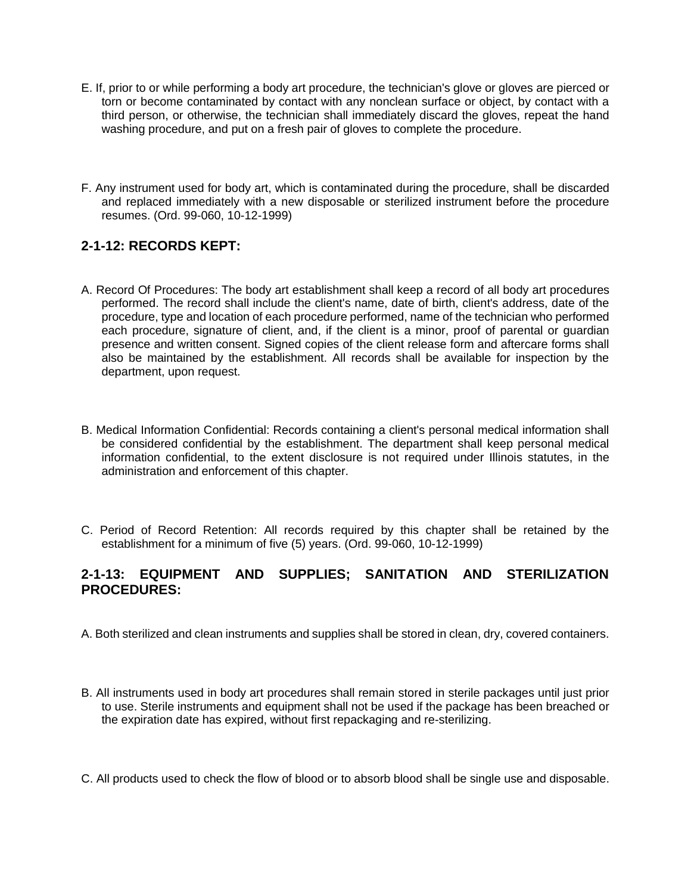E. If, prior to or while performing a body art procedure, the technician's glove or gloves are pierced or torn or become contaminated by contact with any nonclean surface or object, by contact with a third person, or otherwise, the technician shall immediately discard the gloves, repeat the hand washing procedure, and put on a fresh pair of gloves to complete the procedure.

F. Any instrument used for body art, which is contaminated during the procedure, shall be discarded and replaced immediately with a new disposable or sterilized instrument before the procedure resumes. (Ord. 99-060, 10-12-1999)

## 2-1-12: RECORDS KEPT:

A. Record Of Procedures: The body art establishment shall keep a record of all body art procedures performed. The record shall include the client's name, date of birth, client's address, date of the procedure, type and location of each procedure performed, name of the technician who performed each procedure, signature of client, and, if the client is a minor, proof of parental or guardian presence and written consent. Signed copies of the client release form and aftercare forms shall also be maintained by the establishment. All records shall be available for inspection by the department, upon request.

B. Medical Information Confidential: Records containing a client's personal medical information shall be considered confidential by the establishment. The department shall keep personal medical information confidential, to the extent disclosure is not required under Illinois statutes, in the administration and enforcement of this chapter.

C. Period of Record Retention: All records required by this chapter shall be retained by the establishment for a minimum of five (5) years. (Ord. 99-060, 10-12-1999)

## 2-1-13: EQUIPMENT AND SUPPLIES; SANITATION AND STERILIZATION PROCEDURES:

A. Both sterilized and clean instruments and supplies shall be stored in clean, dry, covered containers.

B. All instruments used in body art procedures shall remain stored in sterile packages until just prior to use. Sterile instruments and equipment shall not be used if the package has been breached or the expiration date has expired, without first repackaging and re-sterilizing.

C. All products used to check the flow of blood or to absorb blood shall be single use and disposable.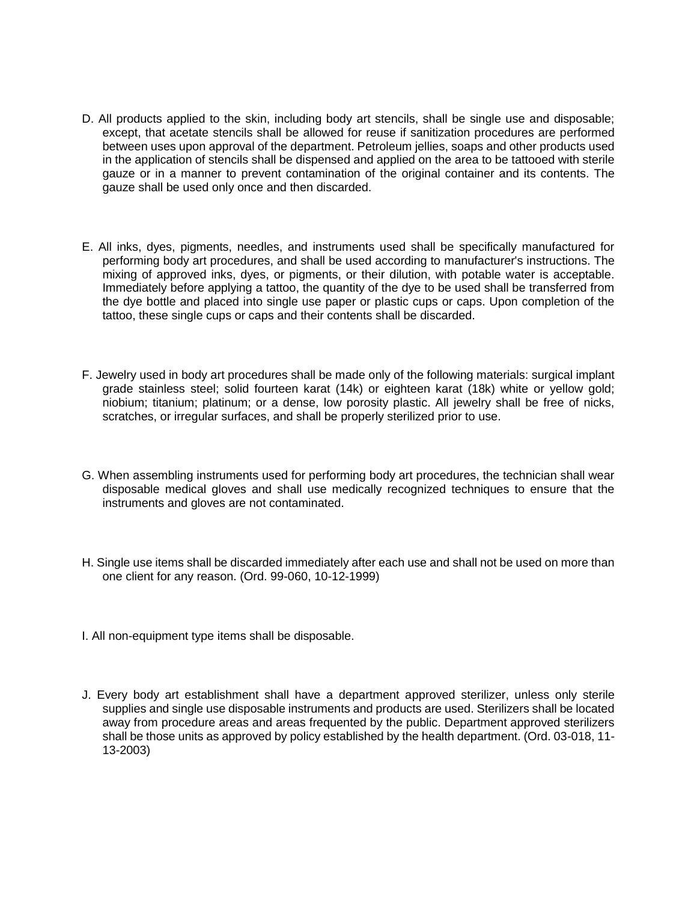D. All products applied to the skin, including body art stencils, shall be single use and disposable; except, that acetate stencils shall be allowed for reuse if sanitization procedures are performed between uses upon approval of the department. Petroleum jellies, soaps and other products used in the application of stencils shall be dispensed and applied on the area to be tattooed with sterile gauze or in a manner to prevent contamination of the original container and its contents. The gauze shall be used only once and then discarded.

E. All inks, dyes, pigments, needles, and instruments used shall be specifically manufactured for performing body art procedures, and shall be used according to manufacturer's instructions. The mixing of approved inks, dyes, or pigments, or their dilution, with potable water is acceptable. Immediately before applying a tattoo, the quantity of the dye to be used shall be transferred from the dye bottle and placed into single use paper or plastic cups or caps. Upon completion of the tattoo, these single cups or caps and their contents shall be discarded.

F. Jewelry used in body art procedures shall be made only of the following materials: surgical implant grade stainless steel; solid fourteen karat (14k) or eighteen karat (18k) white or yellow gold; niobium; titanium; platinum; or a dense, low porosity plastic. All jewelry shall be free of nicks, scratches, or irregular surfaces, and shall be properly sterilized prior to use.

G. When assembling instruments used for performing body art procedures, the technician shall wear disposable medical gloves and shall use medically recognized techniques to ensure that the instruments and gloves are not contaminated.

H. Single use items shall be discarded immediately after each use and shall not be used on more than one client for any reason. (Ord. 99-060, 10-12-1999)

I. All non-equipment type items shall be disposable.

J. Every body art establishment shall have a department approved sterilizer, unless only sterile supplies and single use disposable instruments and products are used. Sterilizers shall be located away from procedure areas and areas frequented by the public. Department approved sterilizers shall be those units as approved by policy established by the health department. (Ord. 03-018, 11-13-2003)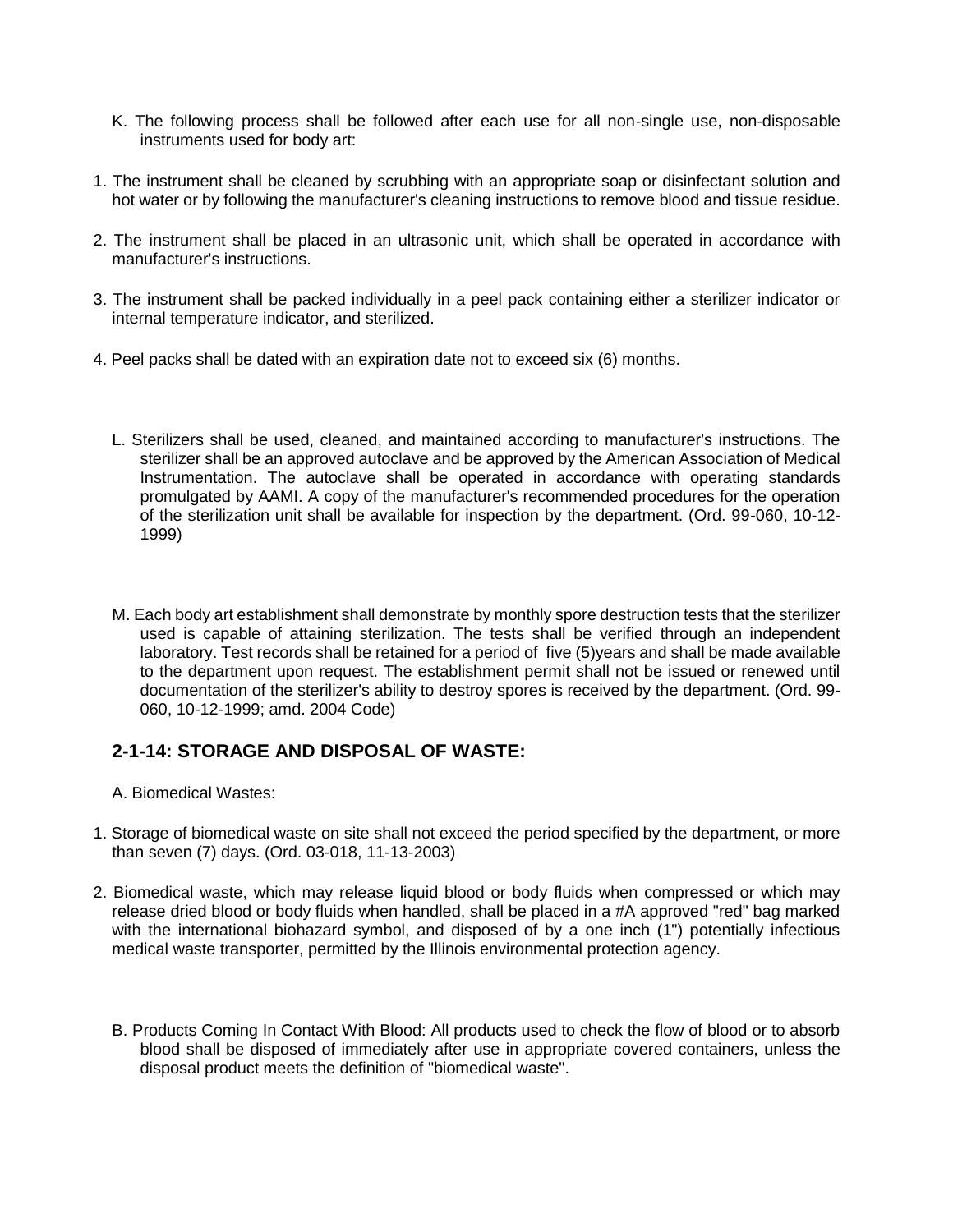K. The following process shall be followed after each use for all non-single use, non-disposable instruments used for body art:

1. The instrument shall be cleaned by scrubbing with an appropriate soap or disinfectant solution and hot water or by following the manufacturer's cleaning instructions to remove blood and tissue residue.

2. The instrument shall be placed in an ultrasonic unit, which shall be operated in accordance with manufacturer's instructions.

3. The instrument shall be packed individually in a peel pack containing either a sterilizer indicator or internal temperature indicator, and sterilized.

4. Peel packs shall be dated with an expiration date not to exceed six (6) months.

L. Sterilizers shall be used, cleaned, and maintained according to manufacturer's instructions. The sterilizer shall be an approved autoclave and be approved by the American Association of Medical Instrumentation. The autoclave shall be operated in accordance with operating standards promulgated by AAMI. A copy of the manufacturer's recommended procedures for the operation of the sterilization unit shall be available for inspection by the department. (Ord. 99-060, 10-12-1999)

M. Each body art establishment shall demonstrate by monthly spore destruction tests that the sterilizer used is capable of attaining sterilization. The tests shall be verified through an independent laboratory. Test records shall be retained for a period of five (5)years and shall be made available to the department upon request. The establishment permit shall not be issued or renewed until documentation of the sterilizer's ability to destroy spores is received by the department. (Ord. 99-060, 10-12-1999; amd. 2004 Code)

## 2-1-14: STORAGE AND DISPOSAL OF WASTE:

A. Biomedical Wastes:

1. Storage of biomedical waste on site shall not exceed the period specified by the department, or more than seven (7) days. (Ord. 03-018, 11-13-2003)

2. Biomedical waste, which may release liquid blood or body fluids when compressed or which may release dried blood or body fluids when handled, shall be placed in a #A approved "red" bag marked with the international biohazard symbol, and disposed of by a one inch (1") potentially infectious medical waste transporter, permitted by the Illinois environmental protection agency.

B. Products Coming In Contact With Blood: All products used to check the flow of blood or to absorb blood shall be disposed of immediately after use in appropriate covered containers, unless the disposal product meets the definition of "biomedical waste".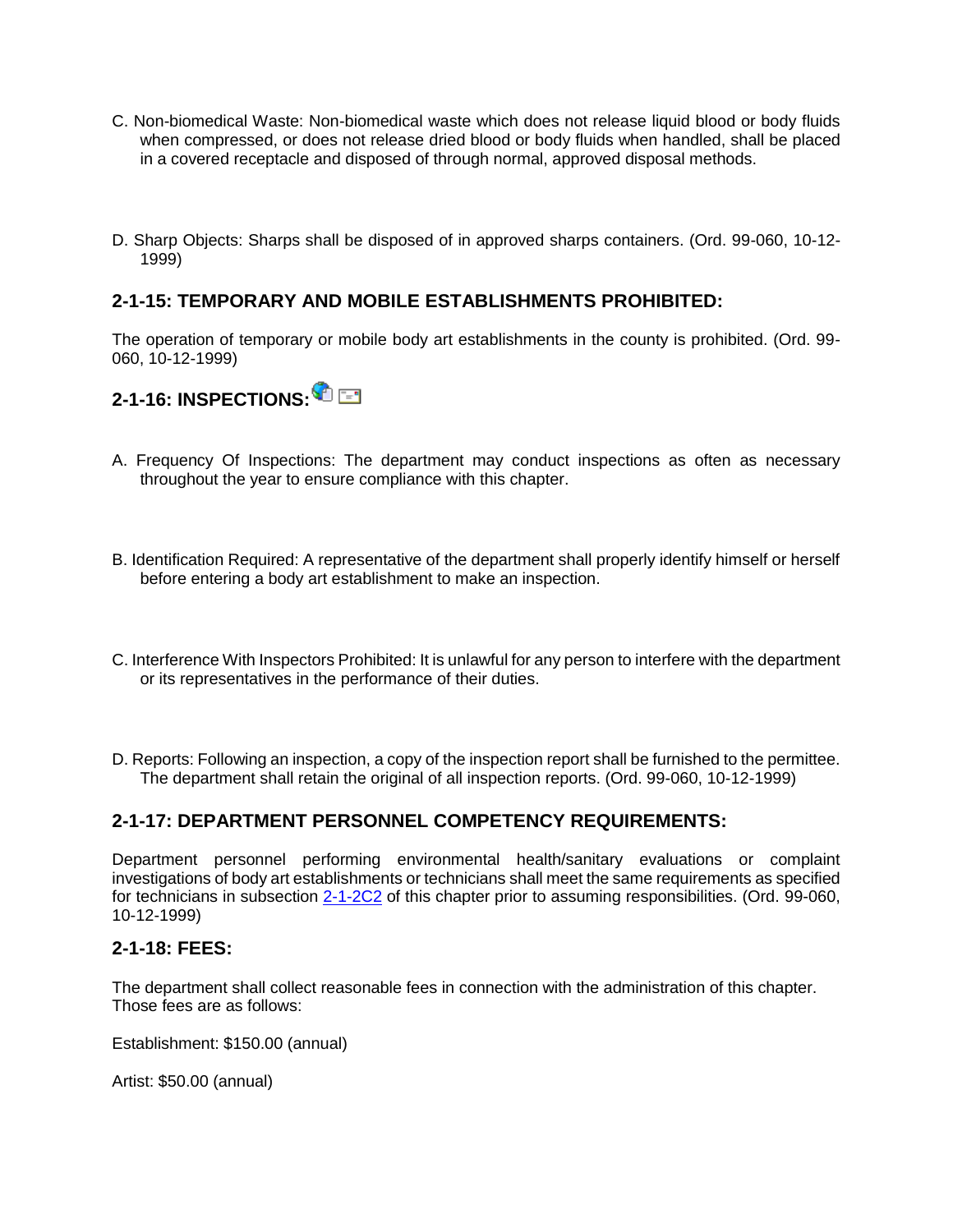C. Non-biomedical Waste: Non-biomedical waste which does not release liquid blood or body fluids when compressed, or does not release dried blood or body fluids when handled, shall be placed in a covered receptacle and disposed of through normal, approved disposal methods.

D. Sharp Objects: Sharps shall be disposed of in approved sharps containers. (Ord. 99-060, 10-12-1999)

## 2-1-15: TEMPORARY AND MOBILE ESTABLISHMENTS PROHIBITED:

The operation of temporary or mobile body art establishments in the county is prohibited. (Ord. 99-060, 10-12-1999)

## 2-1-16: INSPECTIONS:

A. Frequency Of Inspections: The department may conduct inspections as often as necessary throughout the year to ensure compliance with this chapter.

B. Identification Required: A representative of the department shall properly identify himself or herself before entering a body art establishment to make an inspection.

C. Interference With Inspectors Prohibited: It is unlawful for any person to interfere with the department or its representatives in the performance of their duties.

D. Reports: Following an inspection, a copy of the inspection report shall be furnished to the permittee. The department shall retain the original of all inspection reports. (Ord. 99-060, 10-12-1999)

## 2-1-17: DEPARTMENT PERSONNEL COMPETENCY REQUIREMENTS:

Department personnel performing environmental health/sanitary evaluations or complaint investigations of body art establishments or technicians shall meet the same requirements as specified for technicians in subsection 2-1-2C2 of this chapter prior to assuming responsibilities. (Ord. 99-060, 10-12-1999)

## 2-1-18: FEES:

The department shall collect reasonable fees in connection with the administration of this chapter. Those fees are as follows:

Establishment: $150.00 (annual)

Artist: $50.00 (annual)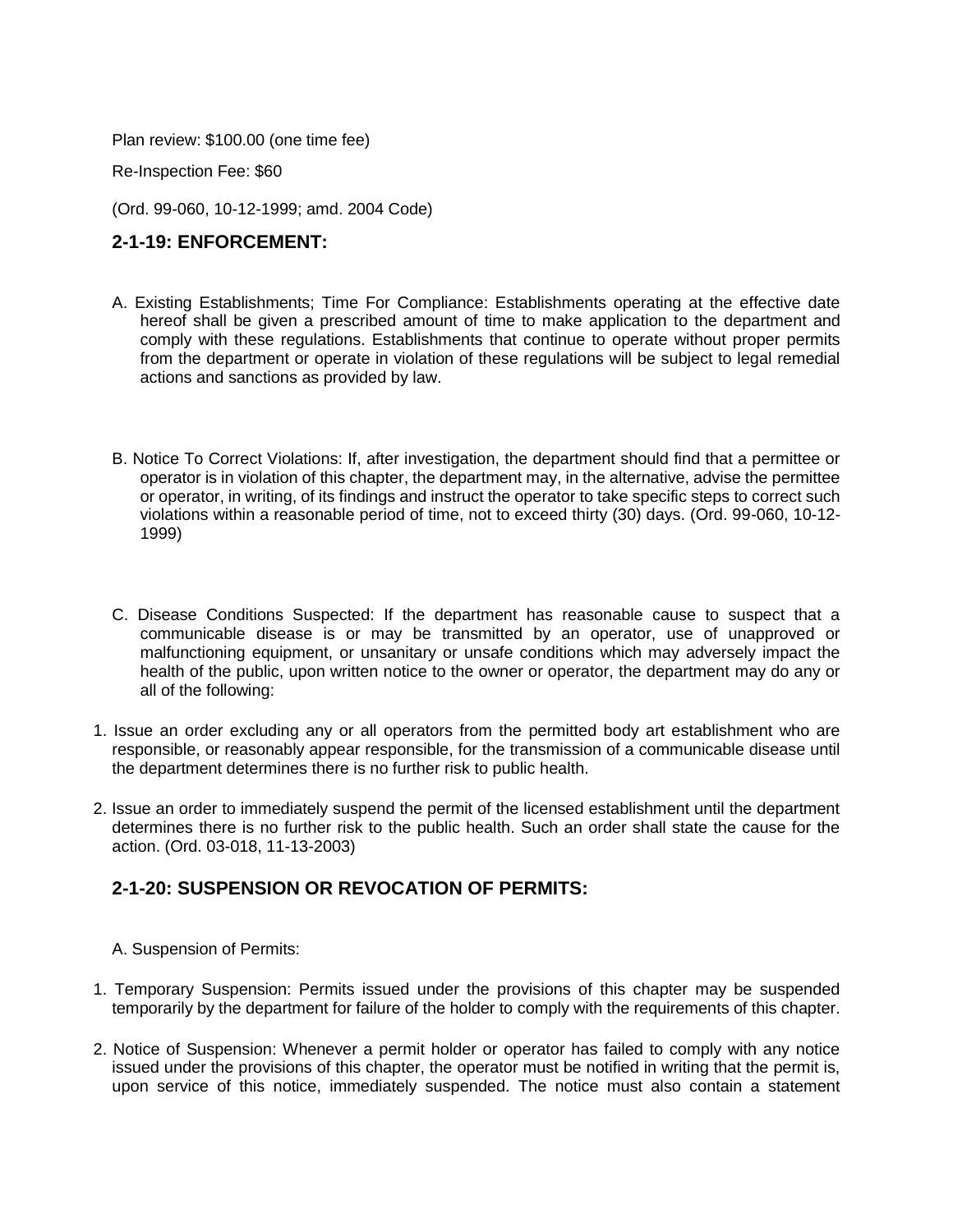Plan review: $100.00 (one time fee)

Re-Inspection Fee: $60

(Ord. 99-060, 10-12-1999; amd. 2004 Code)

## 2-1-19: ENFORCEMENT:

A. Existing Establishments; Time For Compliance: Establishments operating at the effective date hereof shall be given a prescribed amount of time to make application to the department and comply with these regulations. Establishments that continue to operate without proper permits from the department or operate in violation of these regulations will be subject to legal remedial actions and sanctions as provided by law.

B. Notice To Correct Violations: If, after investigation, the department should find that a permittee or operator is in violation of this chapter, the department may, in the alternative, advise the permittee or operator, in writing, of its findings and instruct the operator to take specific steps to correct such violations within a reasonable period of time, not to exceed thirty (30) days. (Ord. 99-060, 10-12-1999)

C. Disease Conditions Suspected: If the department has reasonable cause to suspect that a communicable disease is or may be transmitted by an operator, use of unapproved or malfunctioning equipment, or unsanitary or unsafe conditions which may adversely impact the health of the public, upon written notice to the owner or operator, the department may do any or all of the following:

1. Issue an order excluding any or all operators from the permitted body art establishment who are responsible, or reasonably appear responsible, for the transmission of a communicable disease until the department determines there is no further risk to public health.

2. Issue an order to immediately suspend the permit of the licensed establishment until the department determines there is no further risk to the public health. Such an order shall state the cause for the action. (Ord. 03-018, 11-13-2003)

## 2-1-20: SUSPENSION OR REVOCATION OF PERMITS:

A. Suspension of Permits:

1. Temporary Suspension: Permits issued under the provisions of this chapter may be suspended temporarily by the department for failure of the holder to comply with the requirements of this chapter.

2. Notice of Suspension: Whenever a permit holder or operator has failed to comply with any notice issued under the provisions of this chapter, the operator must be notified in writing that the permit is, upon service of this notice, immediately suspended. The notice must also contain a statement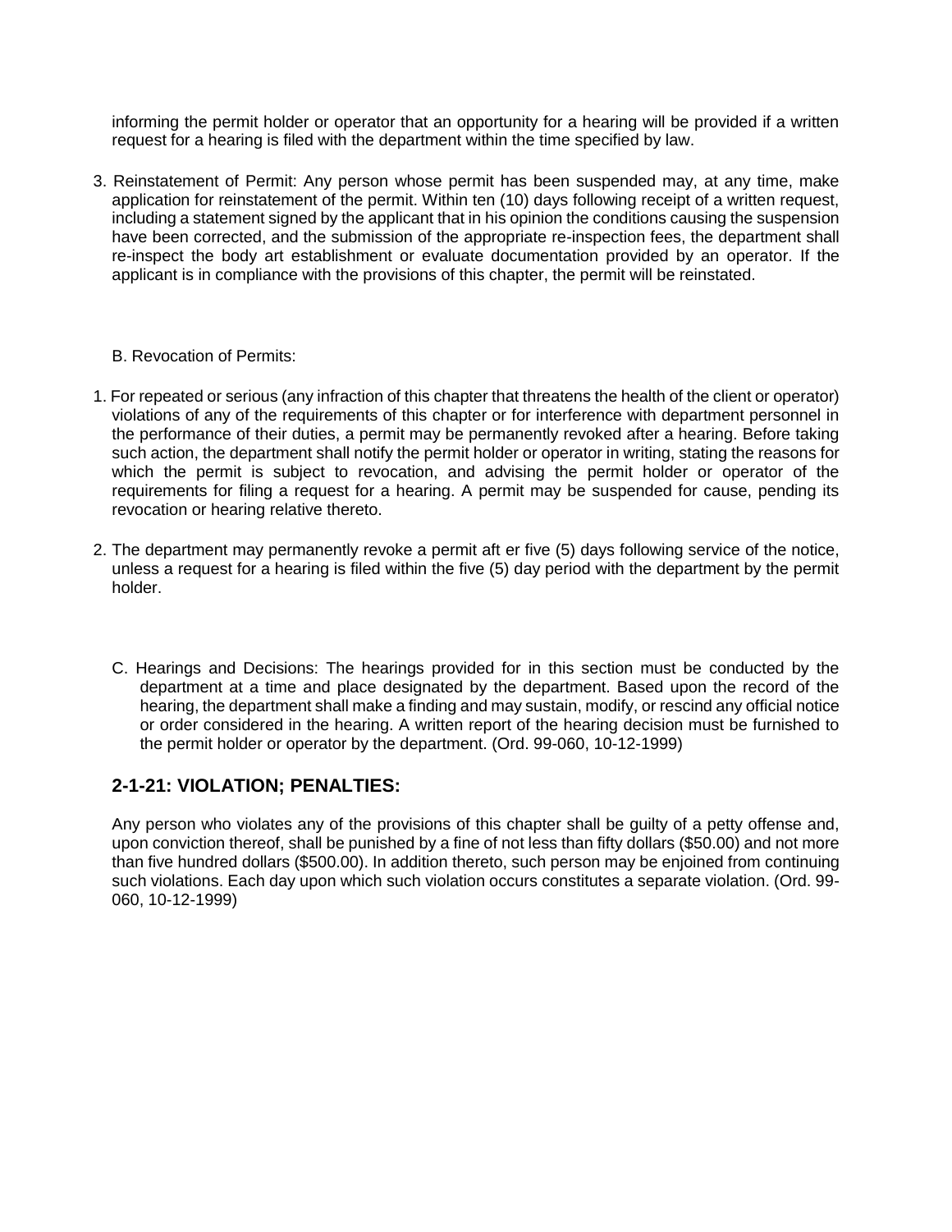informing the permit holder or operator that an opportunity for a hearing will be provided if a written request for a hearing is filed with the department within the time specified by law.

3. Reinstatement of Permit: Any person whose permit has been suspended may, at any time, make application for reinstatement of the permit. Within ten (10) days following receipt of a written request, including a statement signed by the applicant that in his opinion the conditions causing the suspension have been corrected, and the submission of the appropriate re-inspection fees, the department shall re-inspect the body art establishment or evaluate documentation provided by an operator. If the applicant is in compliance with the provisions of this chapter, the permit will be reinstated.

B. Revocation of Permits:

1. For repeated or serious (any infraction of this chapter that threatens the health of the client or operator) violations of any of the requirements of this chapter or for interference with department personnel in the performance of their duties, a permit may be permanently revoked after a hearing. Before taking such action, the department shall notify the permit holder or operator in writing, stating the reasons for which the permit is subject to revocation, and advising the permit holder or operator of the requirements for filing a request for a hearing. A permit may be suspended for cause, pending its revocation or hearing relative thereto.

2. The department may permanently revoke a permit aft er five (5) days following service of the notice, unless a request for a hearing is filed within the five (5) day period with the department by the permit holder.

C. Hearings and Decisions: The hearings provided for in this section must be conducted by the department at a time and place designated by the department. Based upon the record of the hearing, the department shall make a finding and may sustain, modify, or rescind any official notice or order considered in the hearing. A written report of the hearing decision must be furnished to the permit holder or operator by the department. (Ord. 99-060, 10-12-1999)

## 2-1-21: VIOLATION; PENALTIES:

Any person who violates any of the provisions of this chapter shall be guilty of a petty offense and, upon conviction thereof, shall be punished by a fine of not less than fifty dollars ($50.00) and not more than five hundred dollars ($500.00). In addition thereto, such person may be enjoined from continuing such violations. Each day upon which such violation occurs constitutes a separate violation. (Ord. 99-060, 10-12-1999)